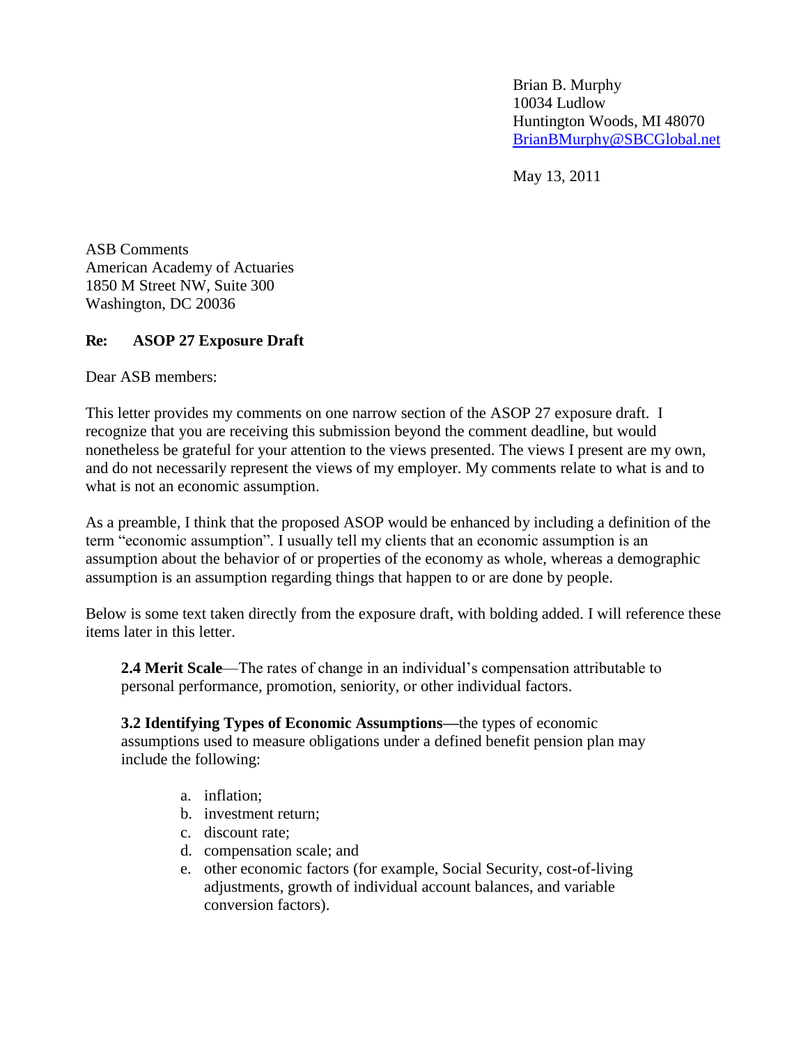Brian B. Murphy
10034 Ludlow
Huntington Woods, MI 48070
BrianBMurphy@SBCGlobal.net

May 13, 2011

ASB Comments
American Academy of Actuaries
1850 M Street NW, Suite 300
Washington, DC 20036

**Re: ASOP 27 Exposure Draft**

Dear ASB members:

This letter provides my comments on one narrow section of the ASOP 27 exposure draft. I recognize that you are receiving this submission beyond the comment deadline, but would nonetheless be grateful for your attention to the views presented. The views I present are my own, and do not necessarily represent the views of my employer. My comments relate to what is and to what is not an economic assumption.

As a preamble, I think that the proposed ASOP would be enhanced by including a definition of the term "economic assumption". I usually tell my clients that an economic assumption is an assumption about the behavior of or properties of the economy as whole, whereas a demographic assumption is an assumption regarding things that happen to or are done by people.

Below is some text taken directly from the exposure draft, with bolding added. I will reference these items later in this letter.

> **2.4 Merit Scale**—The rates of change in an individual's compensation attributable to personal performance, promotion, seniority, or other individual factors.
>
> **3.2 Identifying Types of Economic Assumptions—**the types of economic assumptions used to measure obligations under a defined benefit pension plan may include the following:
>
> a. inflation;
> b. investment return;
> c. discount rate;
> d. compensation scale; and
> e. other economic factors (for example, Social Security, cost-of-living adjustments, growth of individual account balances, and variable conversion factors).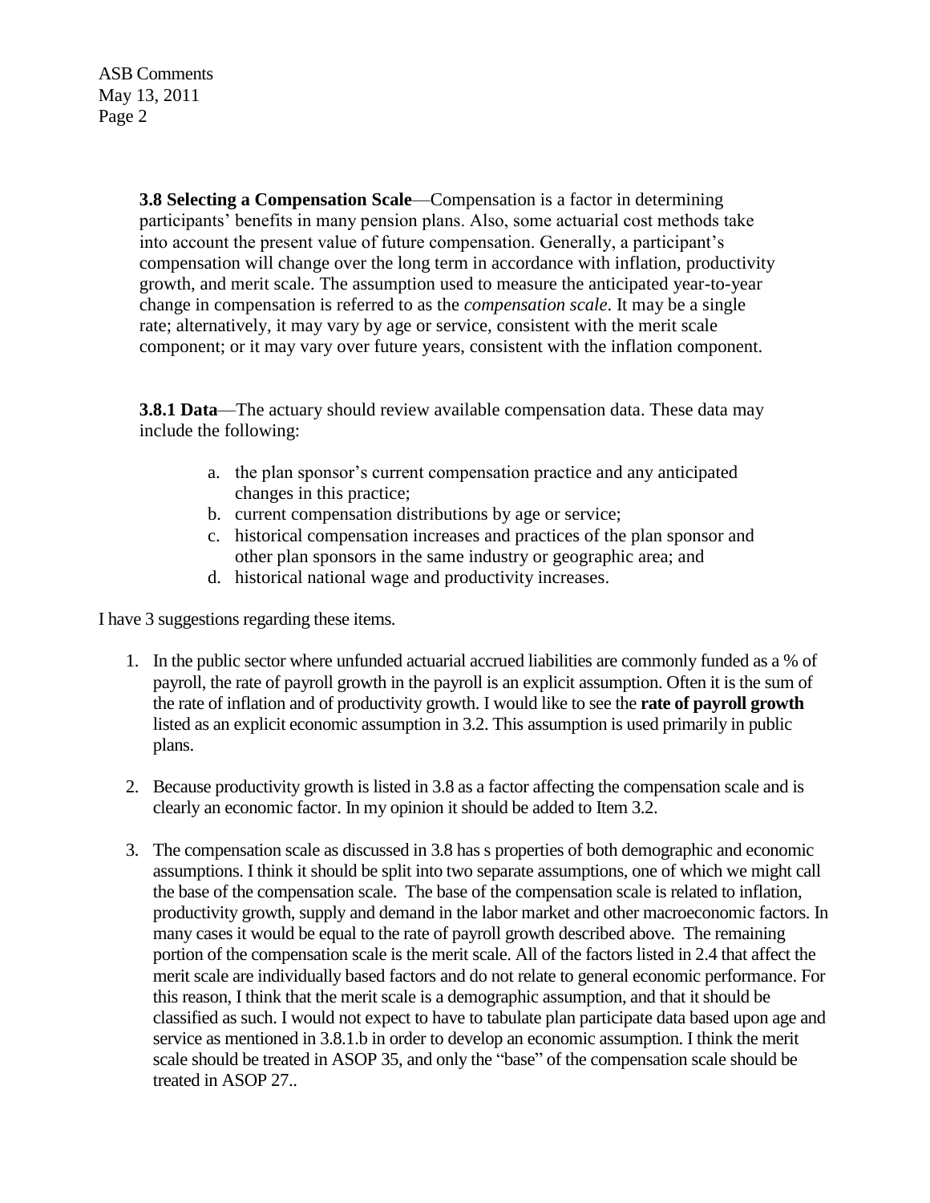**3.8 Selecting a Compensation Scale**—Compensation is a factor in determining participants' benefits in many pension plans. Also, some actuarial cost methods take into account the present value of future compensation. Generally, a participant's compensation will change over the long term in accordance with inflation, productivity growth, and merit scale. The assumption used to measure the anticipated year-to-year change in compensation is referred to as the *compensation scale*. It may be a single rate; alternatively, it may vary by age or service, consistent with the merit scale component; or it may vary over future years, consistent with the inflation component.

**3.8.1 Data**—The actuary should review available compensation data. These data may include the following:

a. the plan sponsor's current compensation practice and any anticipated changes in this practice;
b. current compensation distributions by age or service;
c. historical compensation increases and practices of the plan sponsor and other plan sponsors in the same industry or geographic area; and
d. historical national wage and productivity increases.

I have 3 suggestions regarding these items.

1. In the public sector where unfunded actuarial accrued liabilities are commonly funded as a % of payroll, the rate of payroll growth in the payroll is an explicit assumption. Often it is the sum of the rate of inflation and of productivity growth. I would like to see the **rate of payroll growth** listed as an explicit economic assumption in 3.2. This assumption is used primarily in public plans.

2. Because productivity growth is listed in 3.8 as a factor affecting the compensation scale and is clearly an economic factor. In my opinion it should be added to Item 3.2.

3. The compensation scale as discussed in 3.8 has s properties of both demographic and economic assumptions. I think it should be split into two separate assumptions, one of which we might call the base of the compensation scale. The base of the compensation scale is related to inflation, productivity growth, supply and demand in the labor market and other macroeconomic factors. In many cases it would be equal to the rate of payroll growth described above. The remaining portion of the compensation scale is the merit scale. All of the factors listed in 2.4 that affect the merit scale are individually based factors and do not relate to general economic performance. For this reason, I think that the merit scale is a demographic assumption, and that it should be classified as such. I would not expect to have to tabulate plan participate data based upon age and service as mentioned in 3.8.1.b in order to develop an economic assumption. I think the merit scale should be treated in ASOP 35, and only the "base" of the compensation scale should be treated in ASOP 27..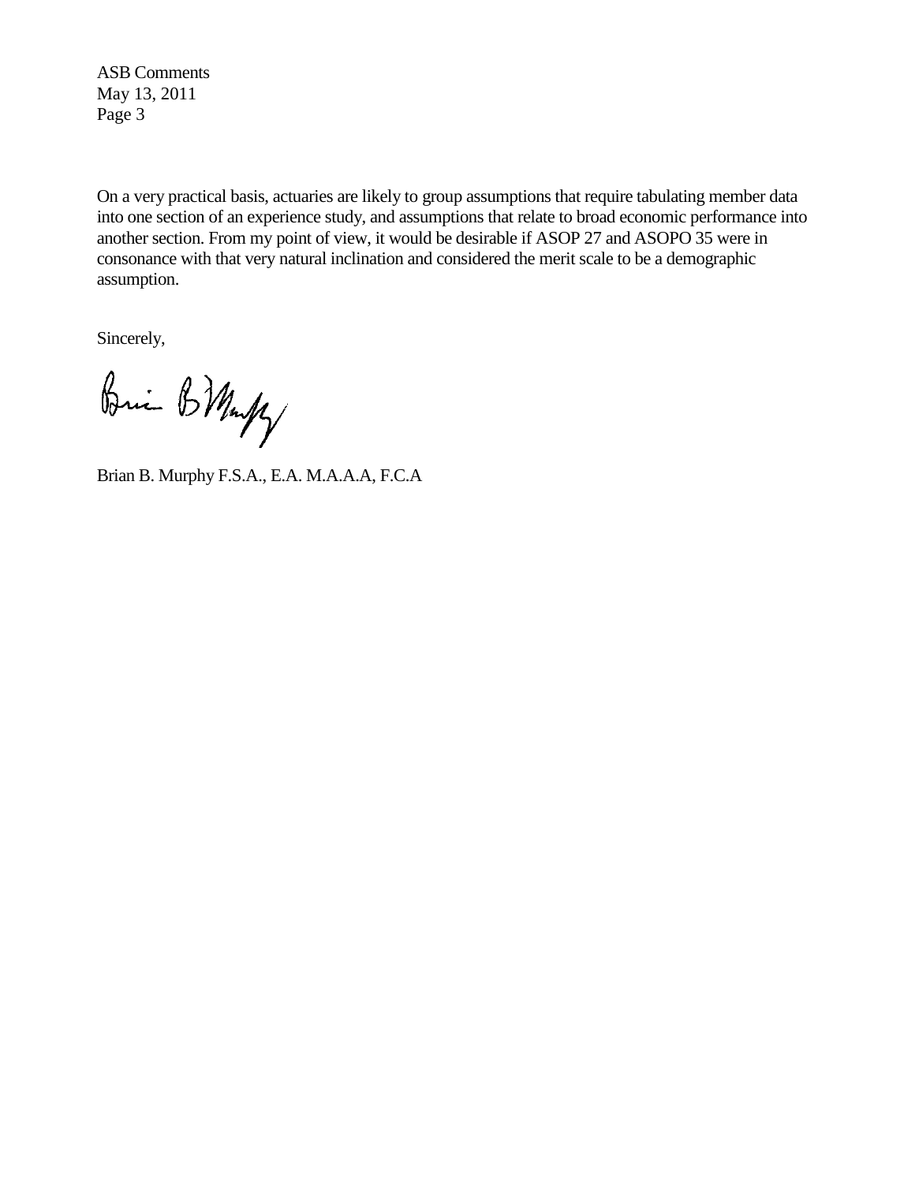On a very practical basis, actuaries are likely to group assumptions that require tabulating member data into one section of an experience study, and assumptions that relate to broad economic performance into another section. From my point of view, it would be desirable if ASOP 27 and ASOPO 35 were in consonance with that very natural inclination and considered the merit scale to be a demographic assumption.

Sincerely,

Brian B. Murphy F.S.A., E.A. M.A.A.A, F.C.A